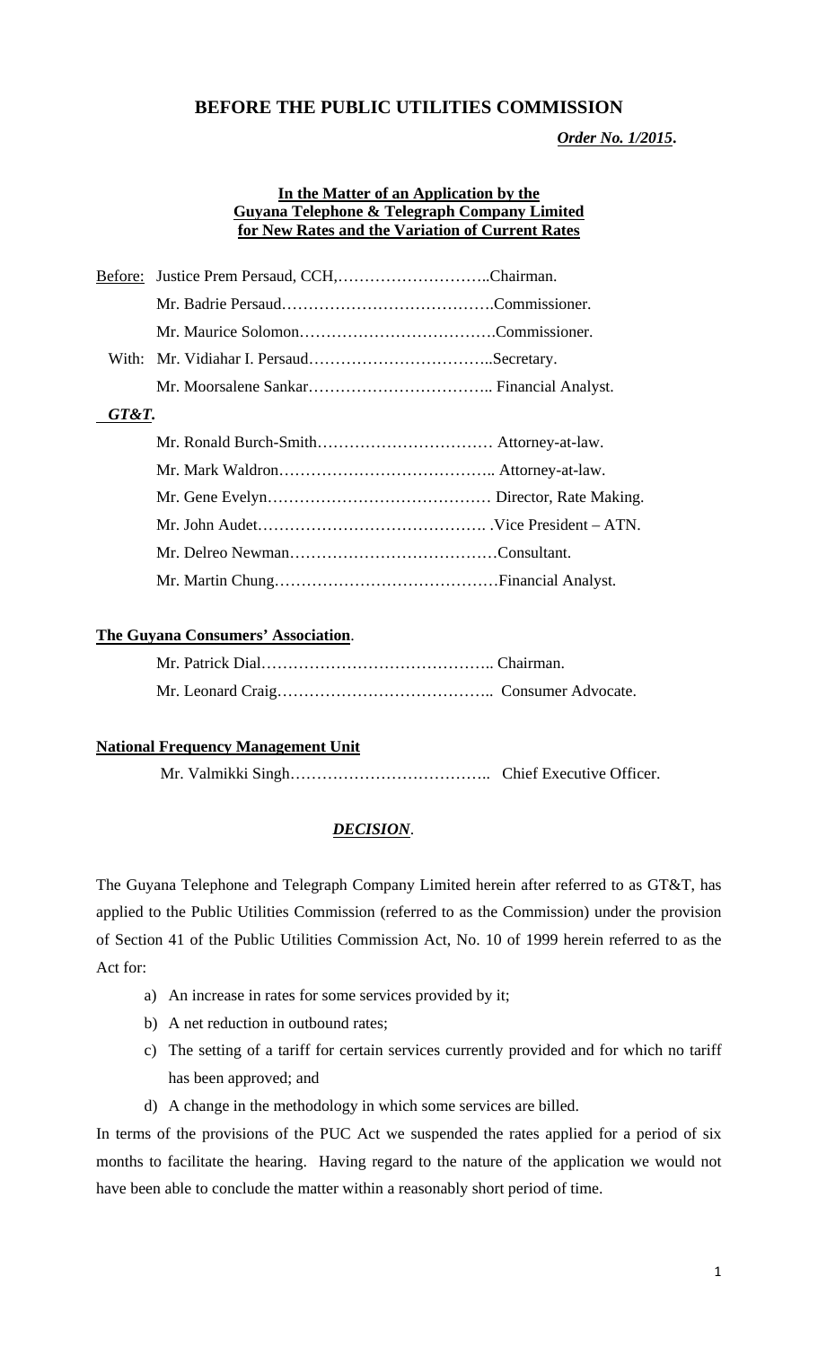## BEFORE THE PUBLIC UTILITIES COMMISSION

***Order No. 1/2015*.**

**In the Matter of an Application by the Guyana Telephone & Telegraph Company Limited for New Rates and the Variation of Current Rates**

Before: Justice Prem Persaud, CCH,………………………..Chairman.
Mr. Badrie Persaud………………………………….Commissioner.
Mr. Maurice Solomon……………………………….Commissioner.
With: Mr. Vidiahar I. Persaud……………………………..Secretary.
Mr. Moorsalene Sankar…………………………….. Financial Analyst.

***GT&T.***

Mr. Ronald Burch-Smith…………………………… Attorney-at-law.
Mr. Mark Waldron………………………………….. Attorney-at-law.
Mr. Gene Evelyn…………………………………… Director, Rate Making.
Mr. John Audet……………………………………. .Vice President – ATN.
Mr. Delreo Newman…………………………………Consultant.
Mr. Martin Chung……………………………………Financial Analyst.

**The Guyana Consumers' Association.**

Mr. Patrick Dial…………………………………….. Chairman.
Mr. Leonard Craig………………………………….. Consumer Advocate.

**National Frequency Management Unit**

Mr. Valmikki Singh……………………………….. Chief Executive Officer.

***DECISION.***

The Guyana Telephone and Telegraph Company Limited herein after referred to as GT&T, has applied to the Public Utilities Commission (referred to as the Commission) under the provision of Section 41 of the Public Utilities Commission Act, No. 10 of 1999 herein referred to as the Act for:

a) An increase in rates for some services provided by it;
b) A net reduction in outbound rates;
c) The setting of a tariff for certain services currently provided and for which no tariff has been approved; and
d) A change in the methodology in which some services are billed.

In terms of the provisions of the PUC Act we suspended the rates applied for a period of six months to facilitate the hearing. Having regard to the nature of the application we would not have been able to conclude the matter within a reasonably short period of time.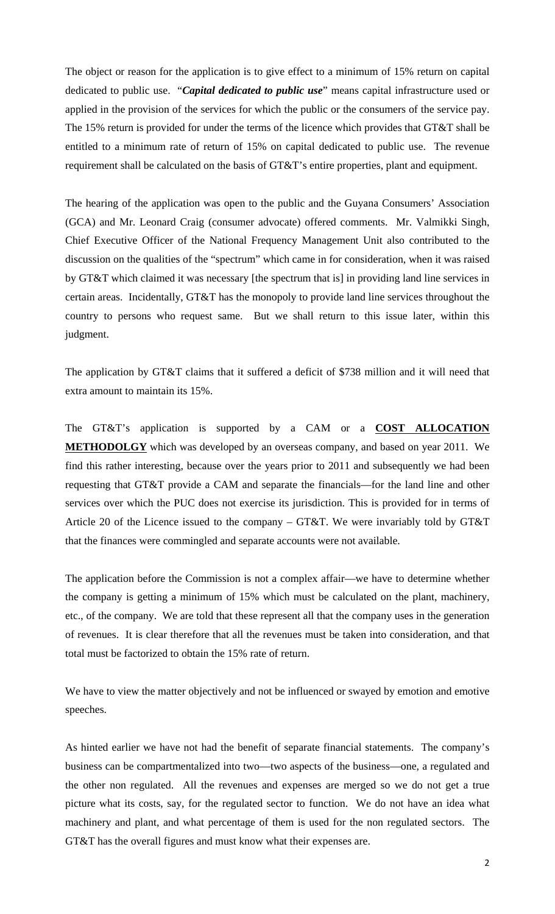The object or reason for the application is to give effect to a minimum of 15% return on capital dedicated to public use. "***Capital dedicated to public use***" means capital infrastructure used or applied in the provision of the services for which the public or the consumers of the service pay. The 15% return is provided for under the terms of the licence which provides that GT&T shall be entitled to a minimum rate of return of 15% on capital dedicated to public use. The revenue requirement shall be calculated on the basis of GT&T's entire properties, plant and equipment.

The hearing of the application was open to the public and the Guyana Consumers' Association (GCA) and Mr. Leonard Craig (consumer advocate) offered comments. Mr. Valmikki Singh, Chief Executive Officer of the National Frequency Management Unit also contributed to the discussion on the qualities of the "spectrum" which came in for consideration, when it was raised by GT&T which claimed it was necessary [the spectrum that is] in providing land line services in certain areas. Incidentally, GT&T has the monopoly to provide land line services throughout the country to persons who request same. But we shall return to this issue later, within this judgment.

The application by GT&T claims that it suffered a deficit of $738 million and it will need that extra amount to maintain its 15%.

The GT&T's application is supported by a CAM or a **COST ALLOCATION METHODOLGY** which was developed by an overseas company, and based on year 2011. We find this rather interesting, because over the years prior to 2011 and subsequently we had been requesting that GT&T provide a CAM and separate the financials—for the land line and other services over which the PUC does not exercise its jurisdiction. This is provided for in terms of Article 20 of the Licence issued to the company – GT&T. We were invariably told by GT&T that the finances were commingled and separate accounts were not available.

The application before the Commission is not a complex affair—we have to determine whether the company is getting a minimum of 15% which must be calculated on the plant, machinery, etc., of the company. We are told that these represent all that the company uses in the generation of revenues. It is clear therefore that all the revenues must be taken into consideration, and that total must be factorized to obtain the 15% rate of return.

We have to view the matter objectively and not be influenced or swayed by emotion and emotive speeches.

As hinted earlier we have not had the benefit of separate financial statements. The company's business can be compartmentalized into two—two aspects of the business—one, a regulated and the other non regulated. All the revenues and expenses are merged so we do not get a true picture what its costs, say, for the regulated sector to function. We do not have an idea what machinery and plant, and what percentage of them is used for the non regulated sectors. The GT&T has the overall figures and must know what their expenses are.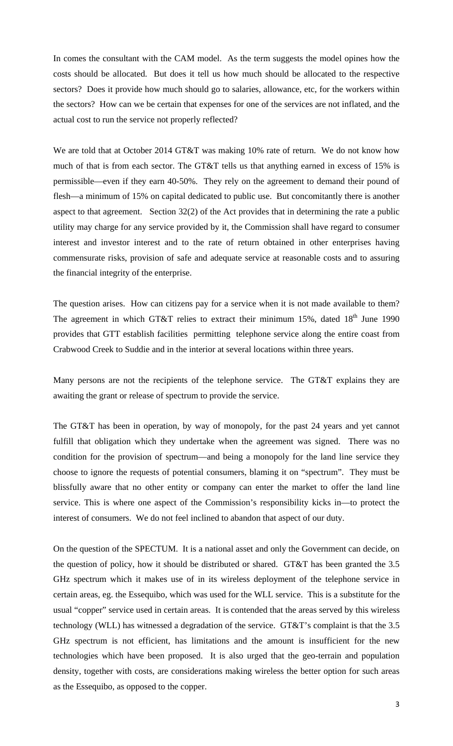In comes the consultant with the CAM model. As the term suggests the model opines how the costs should be allocated. But does it tell us how much should be allocated to the respective sectors? Does it provide how much should go to salaries, allowance, etc, for the workers within the sectors? How can we be certain that expenses for one of the services are not inflated, and the actual cost to run the service not properly reflected?

We are told that at October 2014 GT&T was making 10% rate of return. We do not know how much of that is from each sector. The GT&T tells us that anything earned in excess of 15% is permissible—even if they earn 40-50%. They rely on the agreement to demand their pound of flesh—a minimum of 15% on capital dedicated to public use. But concomitantly there is another aspect to that agreement. Section 32(2) of the Act provides that in determining the rate a public utility may charge for any service provided by it, the Commission shall have regard to consumer interest and investor interest and to the rate of return obtained in other enterprises having commensurate risks, provision of safe and adequate service at reasonable costs and to assuring the financial integrity of the enterprise.

The question arises. How can citizens pay for a service when it is not made available to them? The agreement in which GT&T relies to extract their minimum 15%, dated 18th June 1990 provides that GTT establish facilities permitting telephone service along the entire coast from Crabwood Creek to Suddie and in the interior at several locations within three years.

Many persons are not the recipients of the telephone service. The GT&T explains they are awaiting the grant or release of spectrum to provide the service.

The GT&T has been in operation, by way of monopoly, for the past 24 years and yet cannot fulfill that obligation which they undertake when the agreement was signed. There was no condition for the provision of spectrum—and being a monopoly for the land line service they choose to ignore the requests of potential consumers, blaming it on "spectrum". They must be blissfully aware that no other entity or company can enter the market to offer the land line service. This is where one aspect of the Commission's responsibility kicks in—to protect the interest of consumers. We do not feel inclined to abandon that aspect of our duty.

On the question of the SPECTUM. It is a national asset and only the Government can decide, on the question of policy, how it should be distributed or shared. GT&T has been granted the 3.5 GHz spectrum which it makes use of in its wireless deployment of the telephone service in certain areas, eg. the Essequibo, which was used for the WLL service. This is a substitute for the usual "copper" service used in certain areas. It is contended that the areas served by this wireless technology (WLL) has witnessed a degradation of the service. GT&T's complaint is that the 3.5 GHz spectrum is not efficient, has limitations and the amount is insufficient for the new technologies which have been proposed. It is also urged that the geo-terrain and population density, together with costs, are considerations making wireless the better option for such areas as the Essequibo, as opposed to the copper.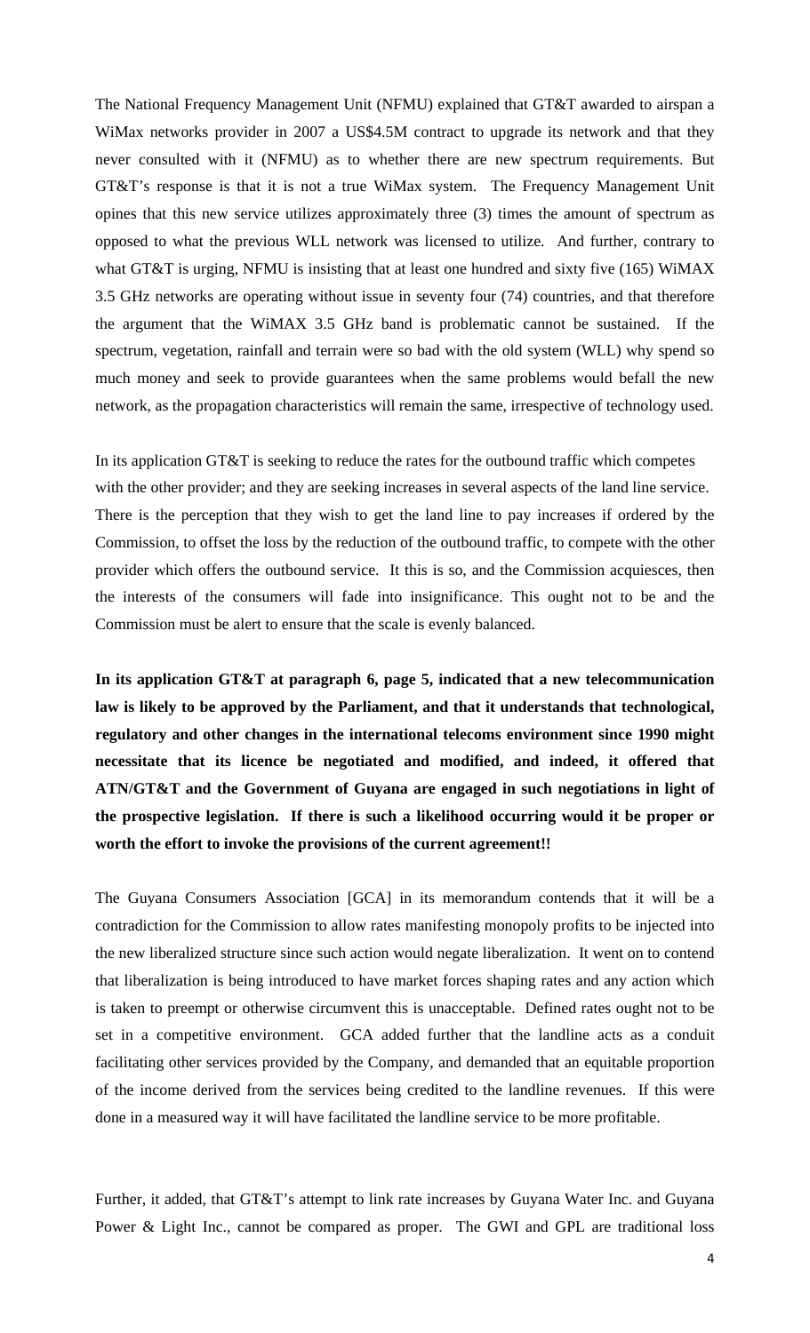The National Frequency Management Unit (NFMU) explained that GT&T awarded to airspan a WiMax networks provider in 2007 a US$4.5M contract to upgrade its network and that they never consulted with it (NFMU) as to whether there are new spectrum requirements. But GT&T's response is that it is not a true WiMax system. The Frequency Management Unit opines that this new service utilizes approximately three (3) times the amount of spectrum as opposed to what the previous WLL network was licensed to utilize. And further, contrary to what GT&T is urging, NFMU is insisting that at least one hundred and sixty five (165) WiMAX 3.5 GHz networks are operating without issue in seventy four (74) countries, and that therefore the argument that the WiMAX 3.5 GHz band is problematic cannot be sustained. If the spectrum, vegetation, rainfall and terrain were so bad with the old system (WLL) why spend so much money and seek to provide guarantees when the same problems would befall the new network, as the propagation characteristics will remain the same, irrespective of technology used.

In its application GT&T is seeking to reduce the rates for the outbound traffic which competes with the other provider; and they are seeking increases in several aspects of the land line service. There is the perception that they wish to get the land line to pay increases if ordered by the Commission, to offset the loss by the reduction of the outbound traffic, to compete with the other provider which offers the outbound service. It this is so, and the Commission acquiesces, then the interests of the consumers will fade into insignificance. This ought not to be and the Commission must be alert to ensure that the scale is evenly balanced.

**In its application GT&T at paragraph 6, page 5, indicated that a new telecommunication law is likely to be approved by the Parliament, and that it understands that technological, regulatory and other changes in the international telecoms environment since 1990 might necessitate that its licence be negotiated and modified, and indeed, it offered that ATN/GT&T and the Government of Guyana are engaged in such negotiations in light of the prospective legislation. If there is such a likelihood occurring would it be proper or worth the effort to invoke the provisions of the current agreement!!**

The Guyana Consumers Association [GCA] in its memorandum contends that it will be a contradiction for the Commission to allow rates manifesting monopoly profits to be injected into the new liberalized structure since such action would negate liberalization. It went on to contend that liberalization is being introduced to have market forces shaping rates and any action which is taken to preempt or otherwise circumvent this is unacceptable. Defined rates ought not to be set in a competitive environment. GCA added further that the landline acts as a conduit facilitating other services provided by the Company, and demanded that an equitable proportion of the income derived from the services being credited to the landline revenues. If this were done in a measured way it will have facilitated the landline service to be more profitable.

Further, it added, that GT&T's attempt to link rate increases by Guyana Water Inc. and Guyana Power & Light Inc., cannot be compared as proper. The GWI and GPL are traditional loss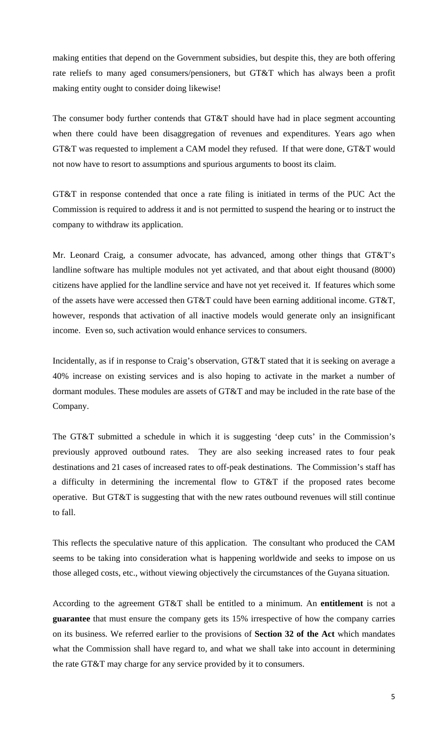making entities that depend on the Government subsidies, but despite this, they are both offering rate reliefs to many aged consumers/pensioners, but GT&T which has always been a profit making entity ought to consider doing likewise!

The consumer body further contends that GT&T should have had in place segment accounting when there could have been disaggregation of revenues and expenditures. Years ago when GT&T was requested to implement a CAM model they refused. If that were done, GT&T would not now have to resort to assumptions and spurious arguments to boost its claim.

GT&T in response contended that once a rate filing is initiated in terms of the PUC Act the Commission is required to address it and is not permitted to suspend the hearing or to instruct the company to withdraw its application.

Mr. Leonard Craig, a consumer advocate, has advanced, among other things that GT&T's landline software has multiple modules not yet activated, and that about eight thousand (8000) citizens have applied for the landline service and have not yet received it. If features which some of the assets have were accessed then GT&T could have been earning additional income. GT&T, however, responds that activation of all inactive models would generate only an insignificant income. Even so, such activation would enhance services to consumers.

Incidentally, as if in response to Craig's observation, GT&T stated that it is seeking on average a 40% increase on existing services and is also hoping to activate in the market a number of dormant modules. These modules are assets of GT&T and may be included in the rate base of the Company.

The GT&T submitted a schedule in which it is suggesting 'deep cuts' in the Commission's previously approved outbound rates. They are also seeking increased rates to four peak destinations and 21 cases of increased rates to off-peak destinations. The Commission's staff has a difficulty in determining the incremental flow to GT&T if the proposed rates become operative. But GT&T is suggesting that with the new rates outbound revenues will still continue to fall.

This reflects the speculative nature of this application. The consultant who produced the CAM seems to be taking into consideration what is happening worldwide and seeks to impose on us those alleged costs, etc., without viewing objectively the circumstances of the Guyana situation.

According to the agreement GT&T shall be entitled to a minimum. An **entitlement** is not a **guarantee** that must ensure the company gets its 15% irrespective of how the company carries on its business. We referred earlier to the provisions of **Section 32 of the Act** which mandates what the Commission shall have regard to, and what we shall take into account in determining the rate GT&T may charge for any service provided by it to consumers.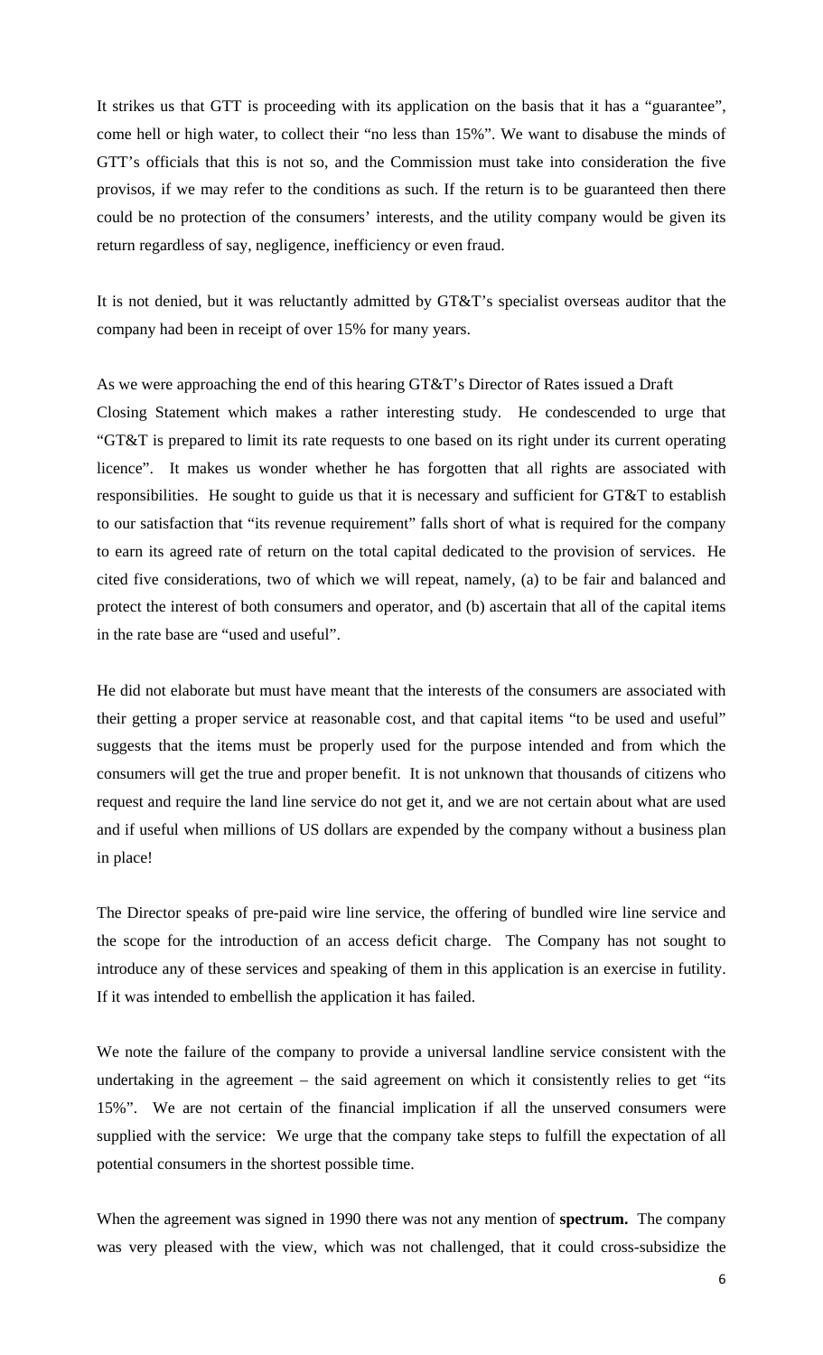It strikes us that GTT is proceeding with its application on the basis that it has a "guarantee", come hell or high water, to collect their "no less than 15%". We want to disabuse the minds of GTT's officials that this is not so, and the Commission must take into consideration the five provisos, if we may refer to the conditions as such. If the return is to be guaranteed then there could be no protection of the consumers' interests, and the utility company would be given its return regardless of say, negligence, inefficiency or even fraud.

It is not denied, but it was reluctantly admitted by GT&T's specialist overseas auditor that the company had been in receipt of over 15% for many years.

As we were approaching the end of this hearing GT&T's Director of Rates issued a Draft Closing Statement which makes a rather interesting study. He condescended to urge that "GT&T is prepared to limit its rate requests to one based on its right under its current operating licence". It makes us wonder whether he has forgotten that all rights are associated with responsibilities. He sought to guide us that it is necessary and sufficient for GT&T to establish to our satisfaction that "its revenue requirement" falls short of what is required for the company to earn its agreed rate of return on the total capital dedicated to the provision of services. He cited five considerations, two of which we will repeat, namely, (a) to be fair and balanced and protect the interest of both consumers and operator, and (b) ascertain that all of the capital items in the rate base are "used and useful".

He did not elaborate but must have meant that the interests of the consumers are associated with their getting a proper service at reasonable cost, and that capital items "to be used and useful" suggests that the items must be properly used for the purpose intended and from which the consumers will get the true and proper benefit. It is not unknown that thousands of citizens who request and require the land line service do not get it, and we are not certain about what are used and if useful when millions of US dollars are expended by the company without a business plan in place!

The Director speaks of pre-paid wire line service, the offering of bundled wire line service and the scope for the introduction of an access deficit charge. The Company has not sought to introduce any of these services and speaking of them in this application is an exercise in futility. If it was intended to embellish the application it has failed.

We note the failure of the company to provide a universal landline service consistent with the undertaking in the agreement – the said agreement on which it consistently relies to get "its 15%". We are not certain of the financial implication if all the unserved consumers were supplied with the service: We urge that the company take steps to fulfill the expectation of all potential consumers in the shortest possible time.

When the agreement was signed in 1990 there was not any mention of **spectrum.** The company was very pleased with the view, which was not challenged, that it could cross-subsidize the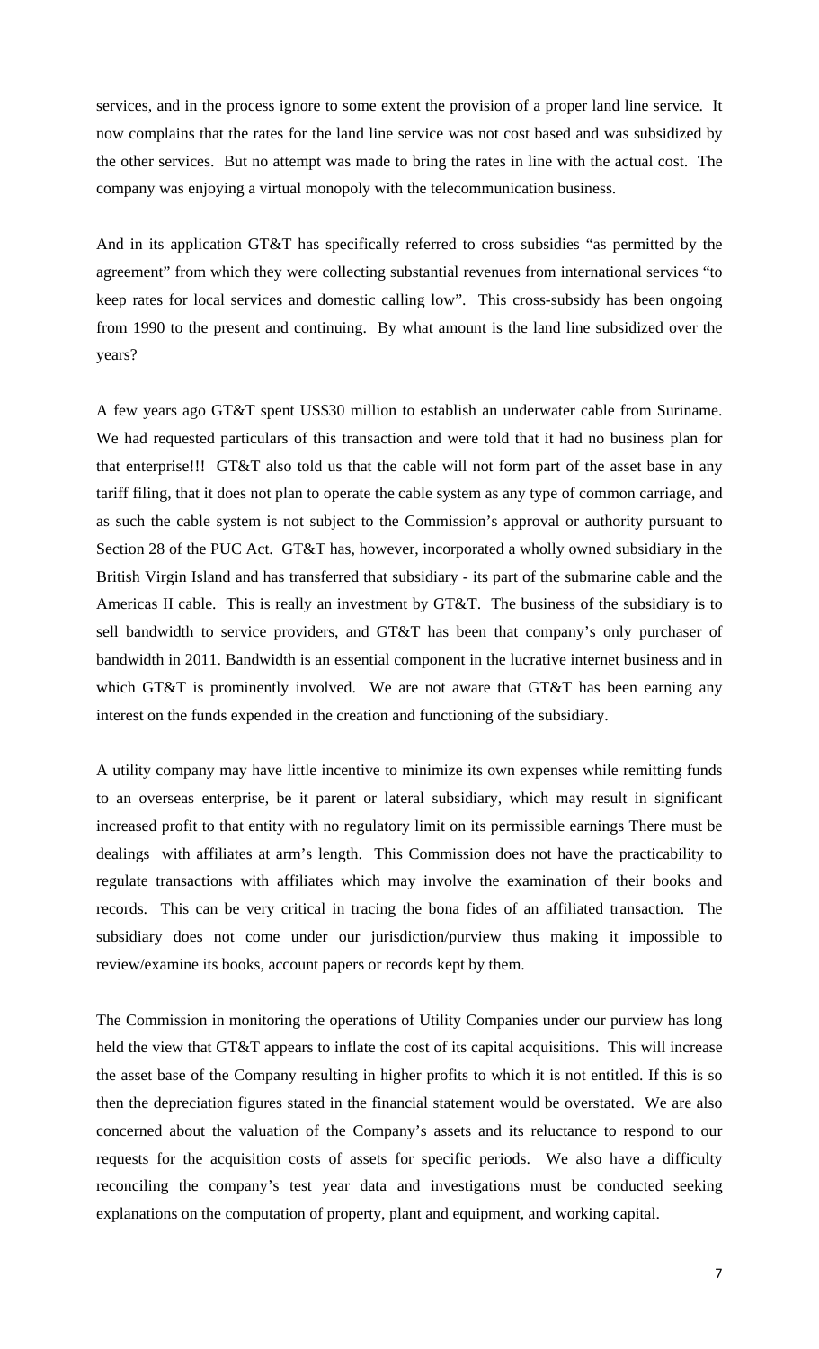services, and in the process ignore to some extent the provision of a proper land line service. It now complains that the rates for the land line service was not cost based and was subsidized by the other services. But no attempt was made to bring the rates in line with the actual cost. The company was enjoying a virtual monopoly with the telecommunication business.

And in its application GT&T has specifically referred to cross subsidies "as permitted by the agreement" from which they were collecting substantial revenues from international services "to keep rates for local services and domestic calling low". This cross-subsidy has been ongoing from 1990 to the present and continuing. By what amount is the land line subsidized over the years?

A few years ago GT&T spent US$30 million to establish an underwater cable from Suriname. We had requested particulars of this transaction and were told that it had no business plan for that enterprise!!! GT&T also told us that the cable will not form part of the asset base in any tariff filing, that it does not plan to operate the cable system as any type of common carriage, and as such the cable system is not subject to the Commission's approval or authority pursuant to Section 28 of the PUC Act. GT&T has, however, incorporated a wholly owned subsidiary in the British Virgin Island and has transferred that subsidiary - its part of the submarine cable and the Americas II cable. This is really an investment by GT&T. The business of the subsidiary is to sell bandwidth to service providers, and GT&T has been that company's only purchaser of bandwidth in 2011. Bandwidth is an essential component in the lucrative internet business and in which GT&T is prominently involved. We are not aware that GT&T has been earning any interest on the funds expended in the creation and functioning of the subsidiary.

A utility company may have little incentive to minimize its own expenses while remitting funds to an overseas enterprise, be it parent or lateral subsidiary, which may result in significant increased profit to that entity with no regulatory limit on its permissible earnings There must be dealings with affiliates at arm's length. This Commission does not have the practicability to regulate transactions with affiliates which may involve the examination of their books and records. This can be very critical in tracing the bona fides of an affiliated transaction. The subsidiary does not come under our jurisdiction/purview thus making it impossible to review/examine its books, account papers or records kept by them.

The Commission in monitoring the operations of Utility Companies under our purview has long held the view that GT&T appears to inflate the cost of its capital acquisitions. This will increase the asset base of the Company resulting in higher profits to which it is not entitled. If this is so then the depreciation figures stated in the financial statement would be overstated. We are also concerned about the valuation of the Company's assets and its reluctance to respond to our requests for the acquisition costs of assets for specific periods. We also have a difficulty reconciling the company's test year data and investigations must be conducted seeking explanations on the computation of property, plant and equipment, and working capital.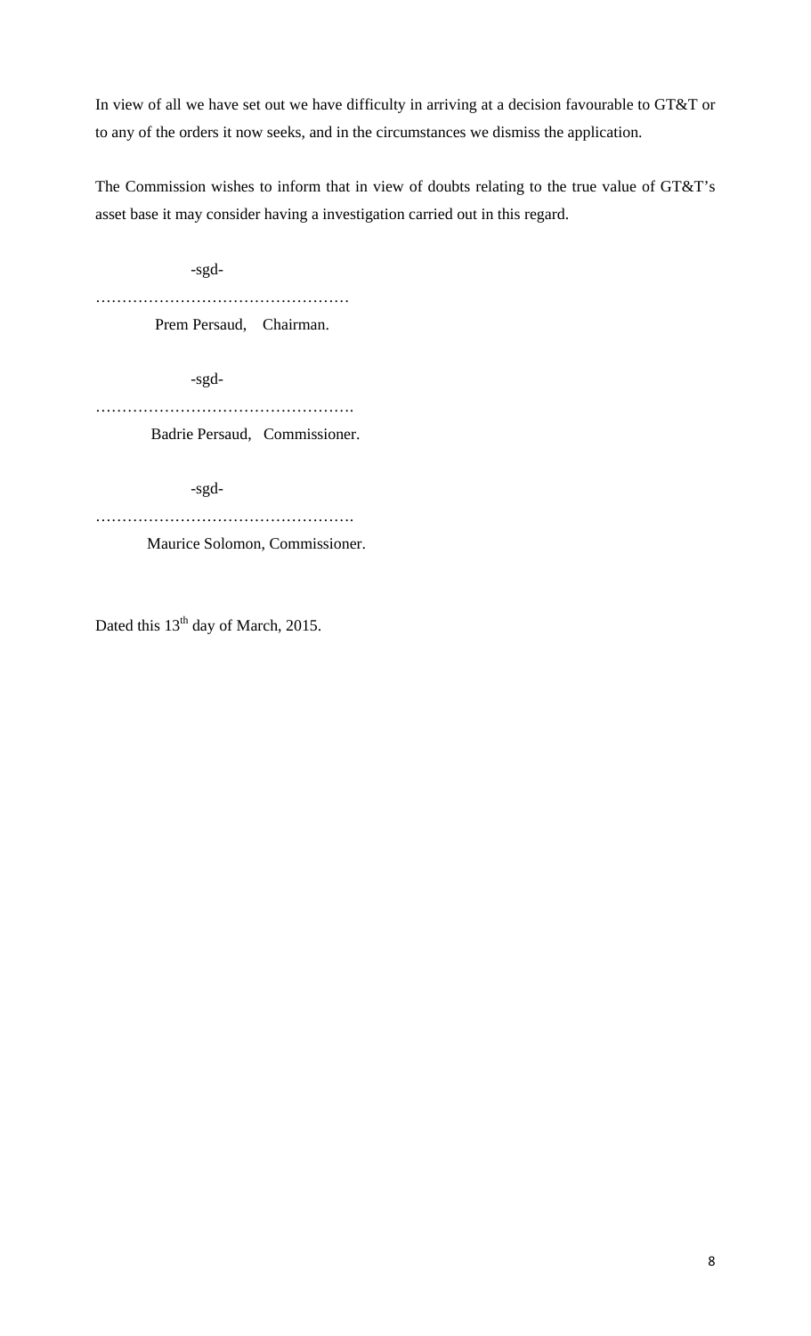In view of all we have set out we have difficulty in arriving at a decision favourable to GT&T or to any of the orders it now seeks, and in the circumstances we dismiss the application.

The Commission wishes to inform that in view of doubts relating to the true value of GT&T's asset base it may consider having a investigation carried out in this regard.

-sgd-

…………………………………………

Prem Persaud, Chairman.

-sgd-

………………………………………….

Badrie Persaud, Commissioner.

-sgd-

………………………………………….

Maurice Solomon, Commissioner.

Dated this 13th day of March, 2015.